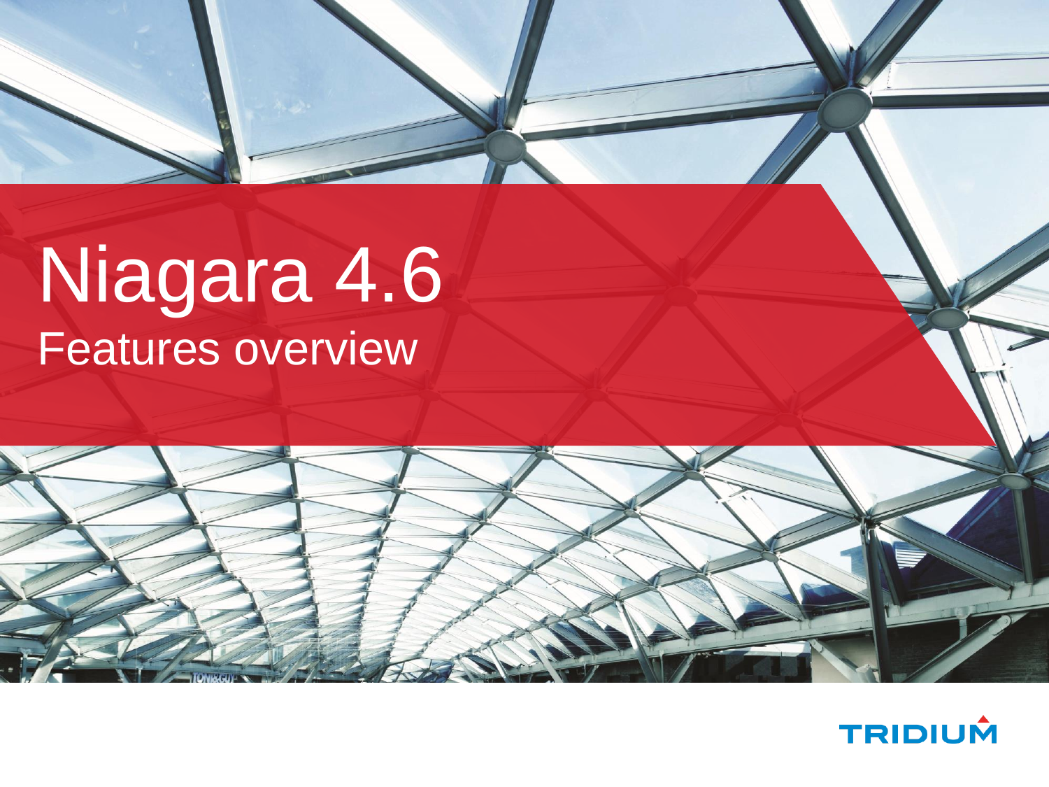# Niagara 4.6

## Features overview

TRIDIUM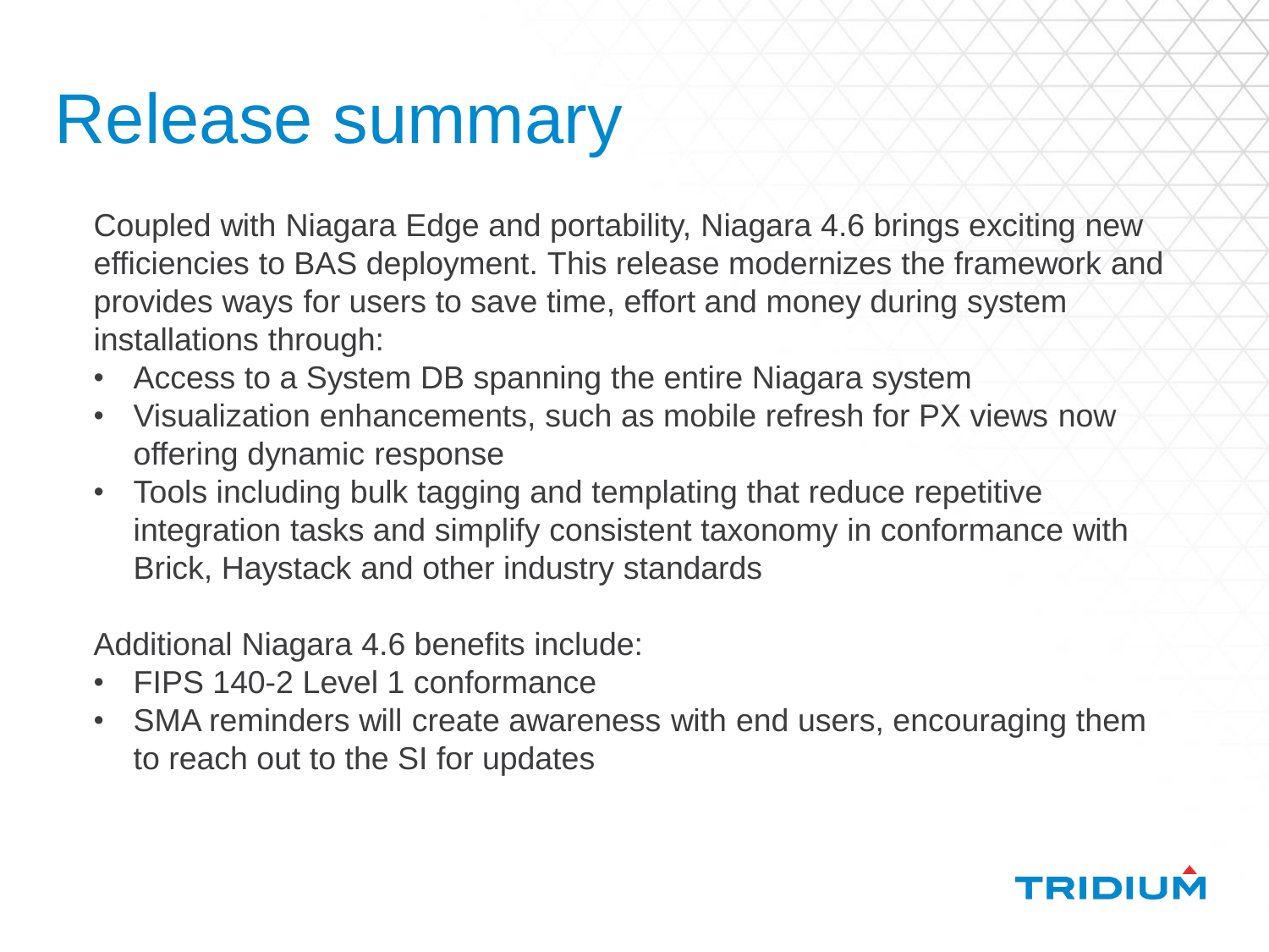# Release summary

Coupled with Niagara Edge and portability, Niagara 4.6 brings exciting new efficiencies to BAS deployment. This release modernizes the framework and provides ways for users to save time, effort and money during system installations through:

- Access to a System DB spanning the entire Niagara system
- Visualization enhancements, such as mobile refresh for PX views now offering dynamic response
- Tools including bulk tagging and templating that reduce repetitive integration tasks and simplify consistent taxonomy in conformance with Brick, Haystack and other industry standards

Additional Niagara 4.6 benefits include:

- FIPS 140-2 Level 1 conformance
- SMA reminders will create awareness with end users, encouraging them to reach out to the SI for updates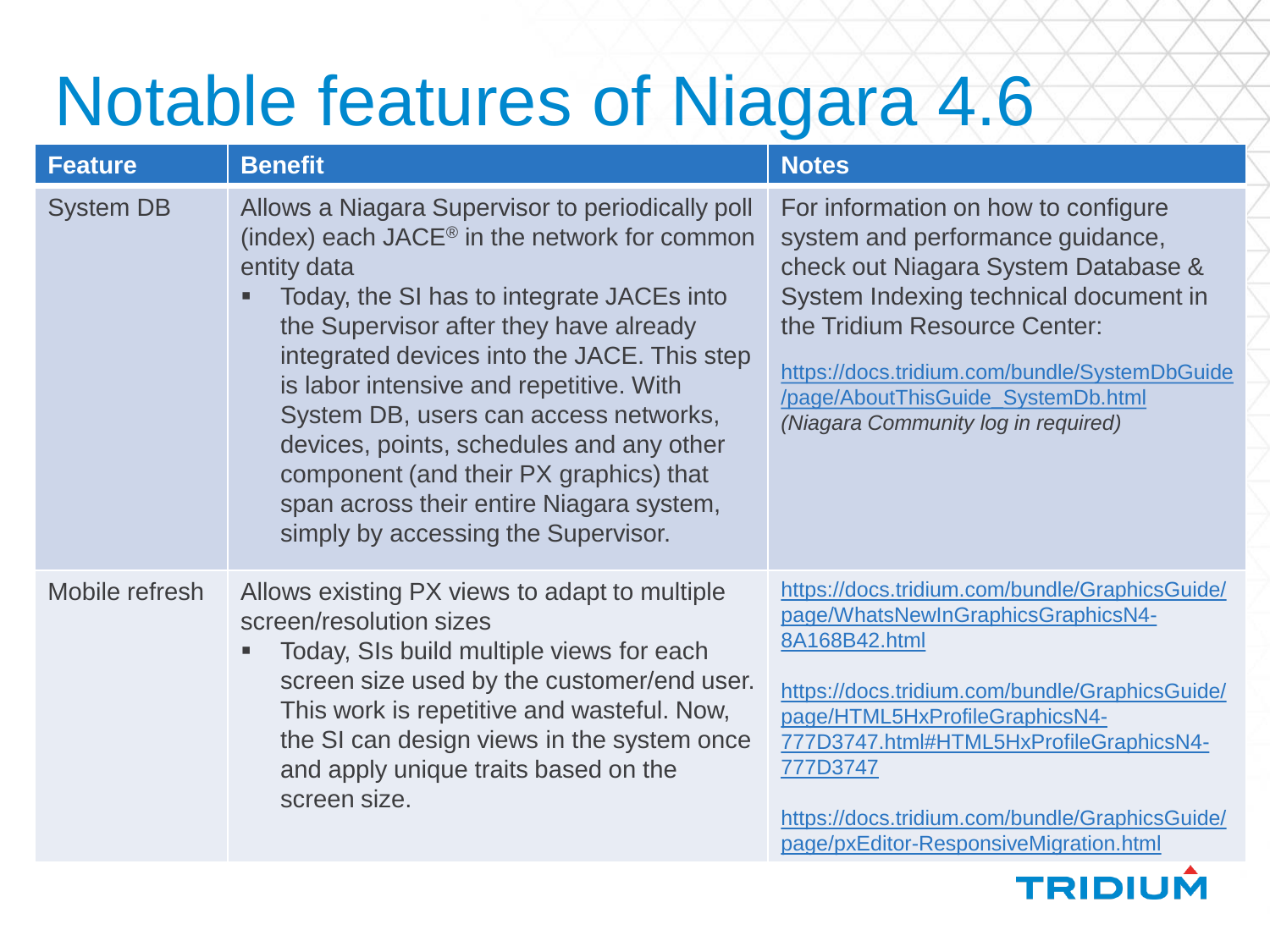# Notable features of Niagara 4.6

| Feature | Benefit | Notes |
|---|---|---|
| System DB | Allows a Niagara Supervisor to periodically poll (index) each JACE® in the network for common entity data<br>▪ Today, the SI has to integrate JACEs into the Supervisor after they have already integrated devices into the JACE. This step is labor intensive and repetitive. With System DB, users can access networks, devices, points, schedules and any other component (and their PX graphics) that span across their entire Niagara system, simply by accessing the Supervisor. | For information on how to configure system and performance guidance, check out Niagara System Database & System Indexing technical document in the Tridium Resource Center:<br>https://docs.tridium.com/bundle/SystemDbGuide/page/AboutThisGuide_SystemDb.html<br>*(Niagara Community log in required)* |
| Mobile refresh | Allows existing PX views to adapt to multiple screen/resolution sizes<br>▪ Today, SIs build multiple views for each screen size used by the customer/end user. This work is repetitive and wasteful. Now, the SI can design views in the system once and apply unique traits based on the screen size. | https://docs.tridium.com/bundle/GraphicsGuide/page/WhatsNewInGraphicsGraphicsN4-8A168B42.html<br>https://docs.tridium.com/bundle/GraphicsGuide/page/HTML5HxProfileGraphicsN4-777D3747.html#HTML5HxProfileGraphicsN4-777D3747<br>https://docs.tridium.com/bundle/GraphicsGuide/page/pxEditor-ResponsiveMigration.html |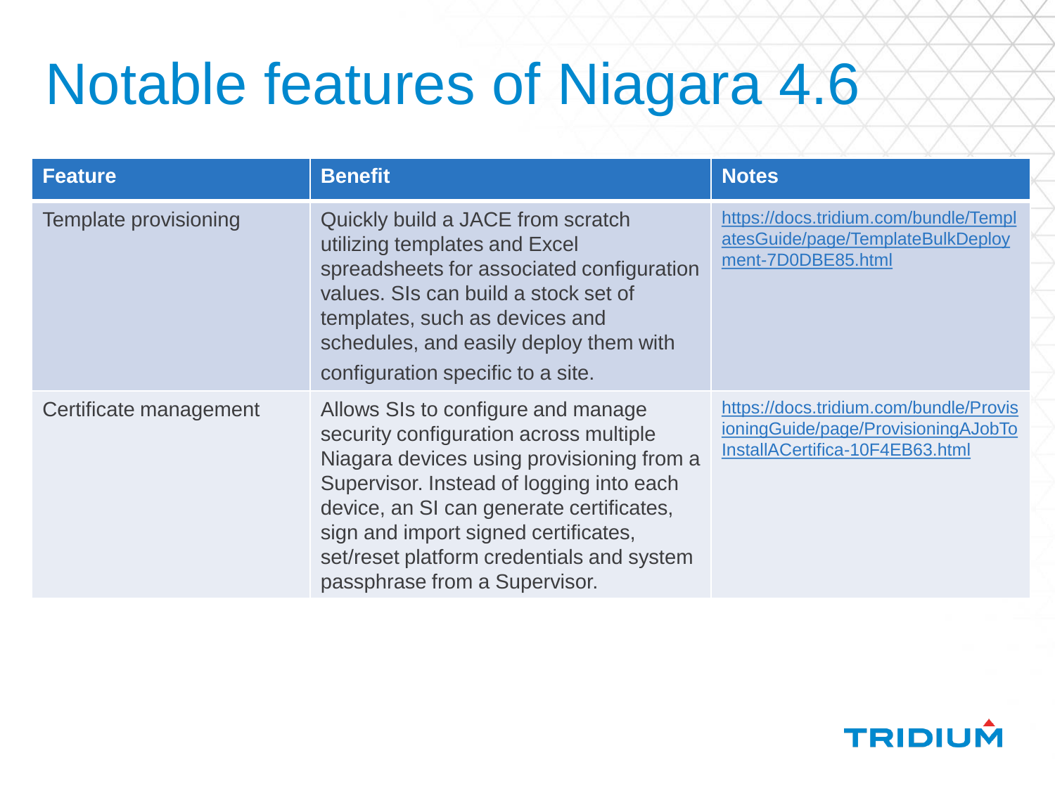# Notable features of Niagara 4.6

| Feature | Benefit | Notes |
| --- | --- | --- |
| Template provisioning | Quickly build a JACE from scratch utilizing templates and Excel spreadsheets for associated configuration values. SIs can build a stock set of templates, such as devices and schedules, and easily deploy them with configuration specific to a site. | https://docs.tridium.com/bundle/TemplatesGuide/page/TemplateBulkDeployment-7D0DBE85.html |
| Certificate management | Allows SIs to configure and manage security configuration across multiple Niagara devices using provisioning from a Supervisor. Instead of logging into each device, an SI can generate certificates, sign and import signed certificates, set/reset platform credentials and system passphrase from a Supervisor. | https://docs.tridium.com/bundle/ProvisioningGuide/page/ProvisioningAJobToInstallACertifica-10F4EB63.html |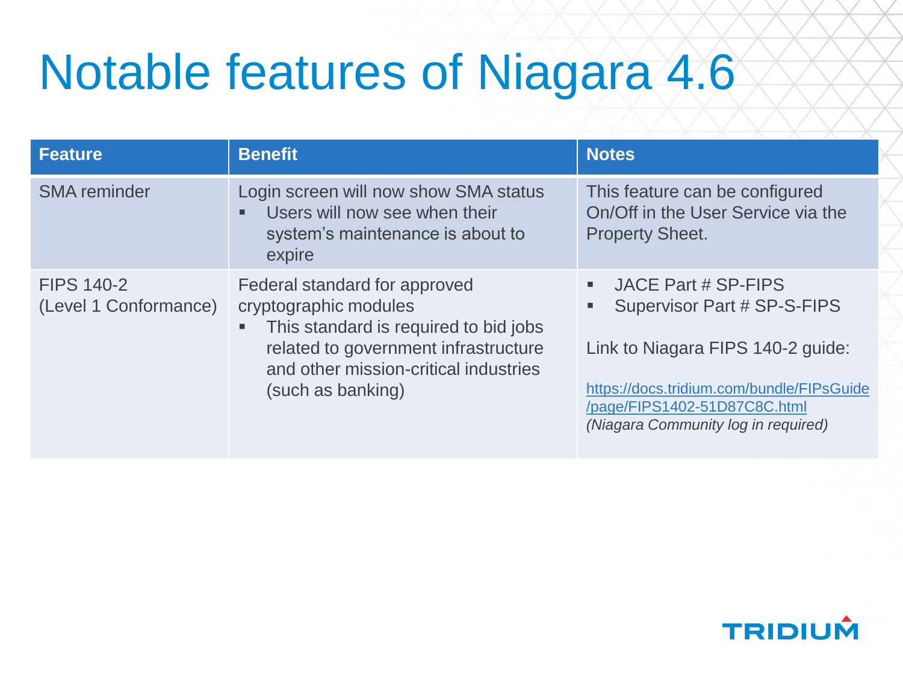# Notable features of Niagara 4.6

| Feature | Benefit | Notes |
|---|---|---|
| SMA reminder | Login screen will now show SMA status<br>▪ Users will now see when their system's maintenance is about to expire | This feature can be configured On/Off in the User Service via the Property Sheet. |
| FIPS 140-2 (Level 1 Conformance) | Federal standard for approved cryptographic modules<br>▪ This standard is required to bid jobs related to government infrastructure and other mission-critical industries (such as banking) | ▪ JACE Part # SP-FIPS<br>▪ Supervisor Part # SP-S-FIPS<br><br>Link to Niagara FIPS 140-2 guide:<br><br>https://docs.tridium.com/bundle/FIPsGuide/page/FIPS1402-51D87C8C.html<br>*(Niagara Community log in required)* |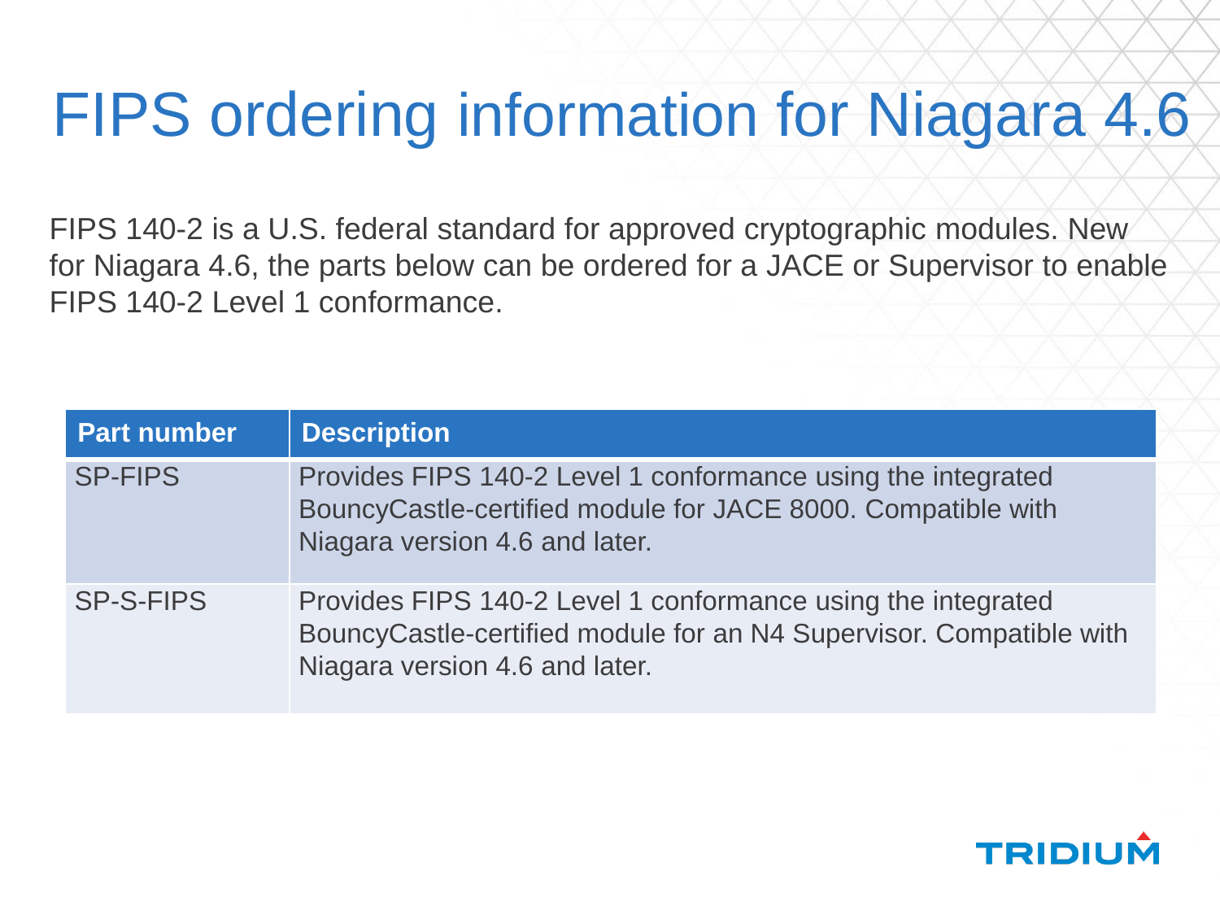# FIPS ordering information for Niagara 4.6

FIPS 140-2 is a U.S. federal standard for approved cryptographic modules. New for Niagara 4.6, the parts below can be ordered for a JACE or Supervisor to enable FIPS 140-2 Level 1 conformance.

| Part number | Description |
|---|---|
| SP-FIPS | Provides FIPS 140-2 Level 1 conformance using the integrated BouncyCastle-certified module for JACE 8000. Compatible with Niagara version 4.6 and later. |
| SP-S-FIPS | Provides FIPS 140-2 Level 1 conformance using the integrated BouncyCastle-certified module for an N4 Supervisor. Compatible with Niagara version 4.6 and later. |

TRIDIUM